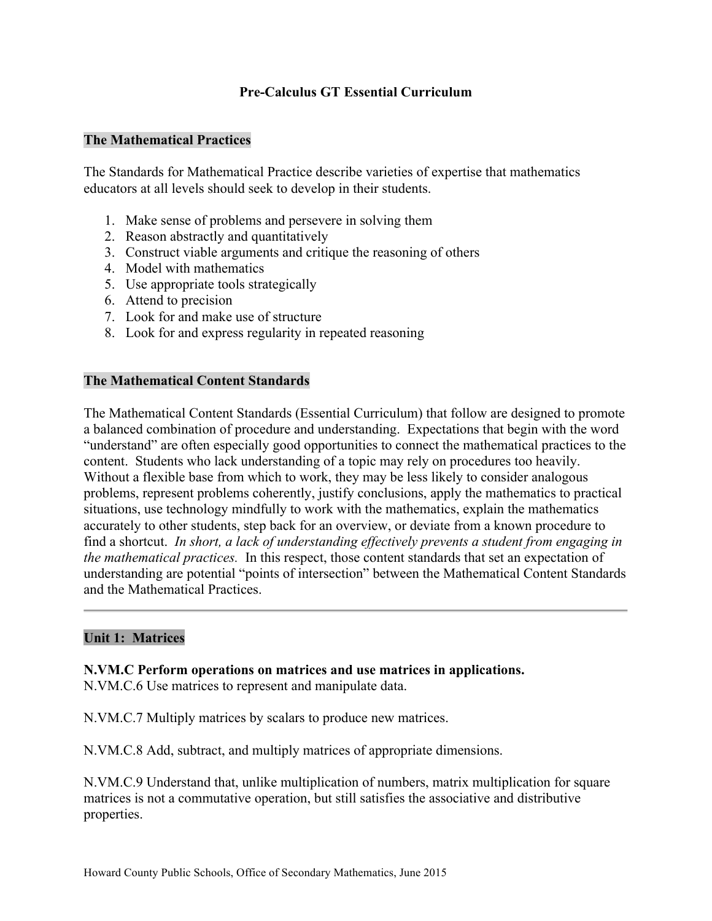# Pre-Calculus GT Essential Curriculum

## The Mathematical Practices

The Standards for Mathematical Practice describe varieties of expertise that mathematics educators at all levels should seek to develop in their students.

1. Make sense of problems and persevere in solving them
2. Reason abstractly and quantitatively
3. Construct viable arguments and critique the reasoning of others
4. Model with mathematics
5. Use appropriate tools strategically
6. Attend to precision
7. Look for and make use of structure
8. Look for and express regularity in repeated reasoning

## The Mathematical Content Standards

The Mathematical Content Standards (Essential Curriculum) that follow are designed to promote a balanced combination of procedure and understanding. Expectations that begin with the word "understand" are often especially good opportunities to connect the mathematical practices to the content. Students who lack understanding of a topic may rely on procedures too heavily. Without a flexible base from which to work, they may be less likely to consider analogous problems, represent problems coherently, justify conclusions, apply the mathematics to practical situations, use technology mindfully to work with the mathematics, explain the mathematics accurately to other students, step back for an overview, or deviate from a known procedure to find a shortcut. *In short, a lack of understanding effectively prevents a student from engaging in the mathematical practices.* In this respect, those content standards that set an expectation of understanding are potential "points of intersection" between the Mathematical Content Standards and the Mathematical Practices.

---

## Unit 1: Matrices

**N.VM.C Perform operations on matrices and use matrices in applications.**
N.VM.C.6 Use matrices to represent and manipulate data.

N.VM.C.7 Multiply matrices by scalars to produce new matrices.

N.VM.C.8 Add, subtract, and multiply matrices of appropriate dimensions.

N.VM.C.9 Understand that, unlike multiplication of numbers, matrix multiplication for square matrices is not a commutative operation, but still satisfies the associative and distributive properties.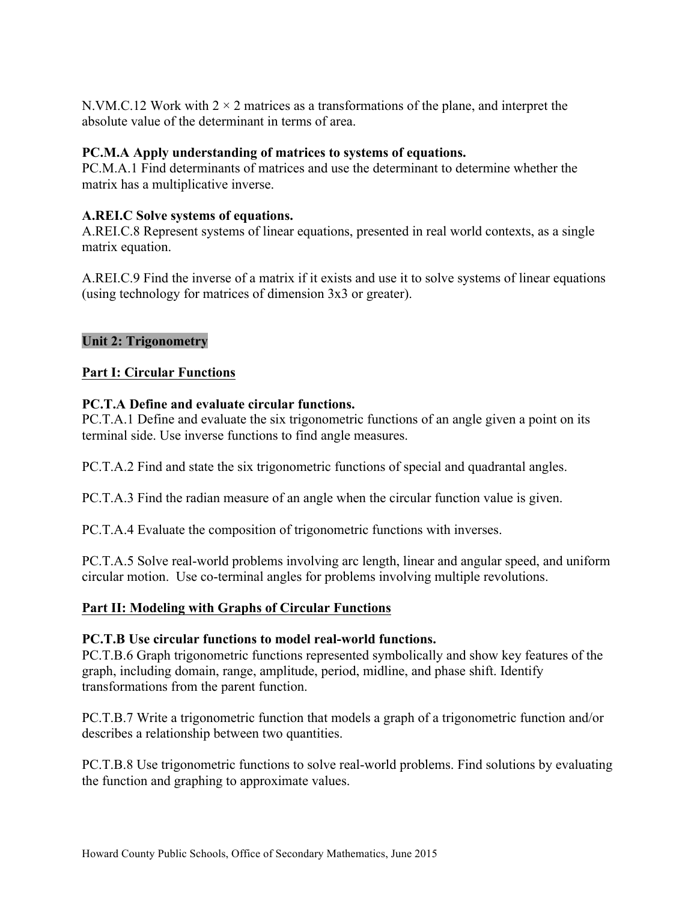N.VM.C.12 Work with $2 \times 2$ matrices as a transformations of the plane, and interpret the absolute value of the determinant in terms of area.

**PC.M.A Apply understanding of matrices to systems of equations.**
PC.M.A.1 Find determinants of matrices and use the determinant to determine whether the matrix has a multiplicative inverse.

**A.REI.C Solve systems of equations.**
A.REI.C.8 Represent systems of linear equations, presented in real world contexts, as a single matrix equation.

A.REI.C.9 Find the inverse of a matrix if it exists and use it to solve systems of linear equations (using technology for matrices of dimension 3x3 or greater).

## Unit 2: Trigonometry

### Part I: Circular Functions

**PC.T.A Define and evaluate circular functions.**
PC.T.A.1 Define and evaluate the six trigonometric functions of an angle given a point on its terminal side. Use inverse functions to find angle measures.

PC.T.A.2 Find and state the six trigonometric functions of special and quadrantal angles.

PC.T.A.3 Find the radian measure of an angle when the circular function value is given.

PC.T.A.4 Evaluate the composition of trigonometric functions with inverses.

PC.T.A.5 Solve real-world problems involving arc length, linear and angular speed, and uniform circular motion. Use co-terminal angles for problems involving multiple revolutions.

### Part II: Modeling with Graphs of Circular Functions

**PC.T.B Use circular functions to model real-world functions.**
PC.T.B.6 Graph trigonometric functions represented symbolically and show key features of the graph, including domain, range, amplitude, period, midline, and phase shift. Identify transformations from the parent function.

PC.T.B.7 Write a trigonometric function that models a graph of a trigonometric function and/or describes a relationship between two quantities.

PC.T.B.8 Use trigonometric functions to solve real-world problems. Find solutions by evaluating the function and graphing to approximate values.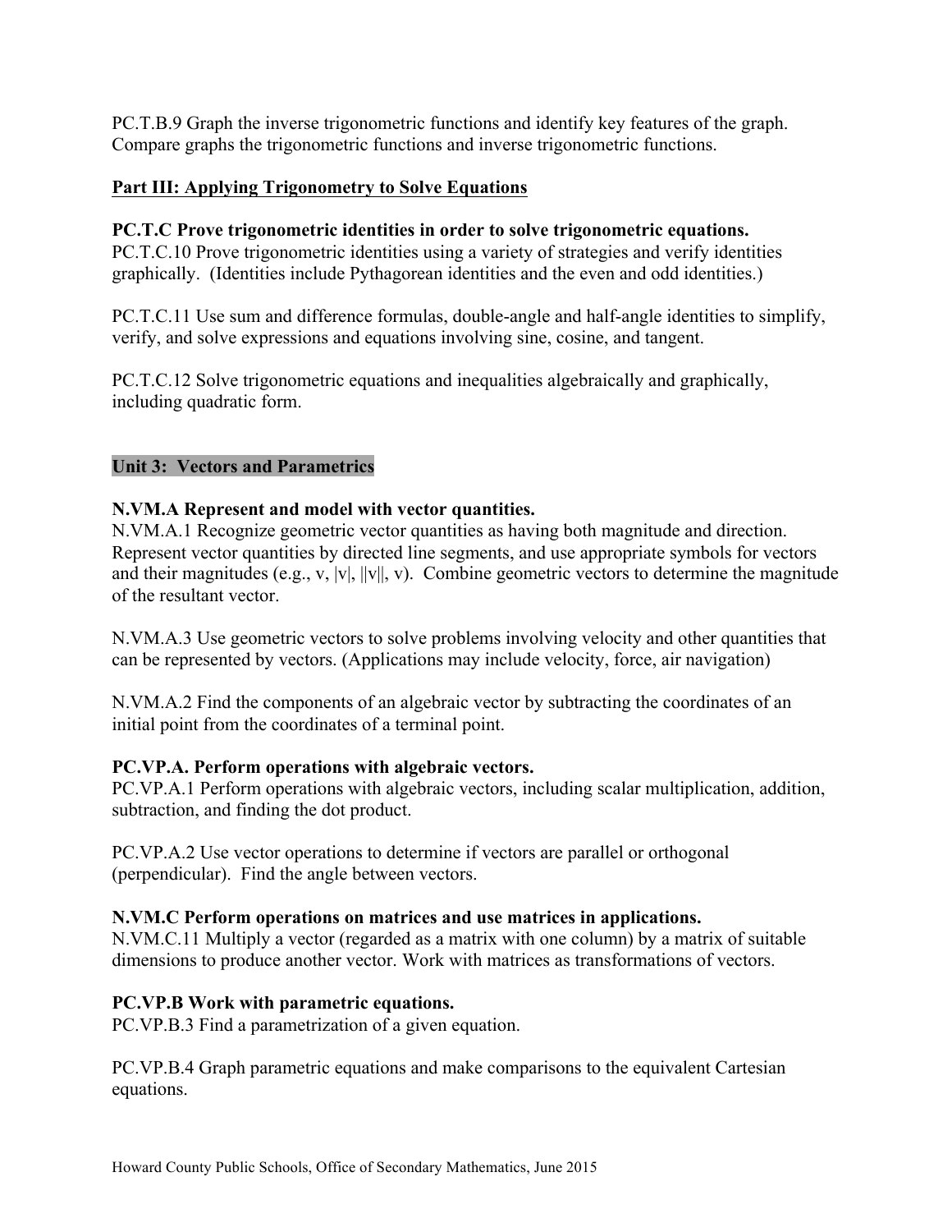PC.T.B.9 Graph the inverse trigonometric functions and identify key features of the graph. Compare graphs the trigonometric functions and inverse trigonometric functions.

**Part III: Applying Trigonometry to Solve Equations**

**PC.T.C Prove trigonometric identities in order to solve trigonometric equations.**
PC.T.C.10 Prove trigonometric identities using a variety of strategies and verify identities graphically. (Identities include Pythagorean identities and the even and odd identities.)

PC.T.C.11 Use sum and difference formulas, double-angle and half-angle identities to simplify, verify, and solve expressions and equations involving sine, cosine, and tangent.

PC.T.C.12 Solve trigonometric equations and inequalities algebraically and graphically, including quadratic form.

**Unit 3: Vectors and Parametrics**

**N.VM.A Represent and model with vector quantities.**
N.VM.A.1 Recognize geometric vector quantities as having both magnitude and direction. Represent vector quantities by directed line segments, and use appropriate symbols for vectors and their magnitudes (e.g., $v$, $|v|$, $||v||$, $v$). Combine geometric vectors to determine the magnitude of the resultant vector.

N.VM.A.3 Use geometric vectors to solve problems involving velocity and other quantities that can be represented by vectors. (Applications may include velocity, force, air navigation)

N.VM.A.2 Find the components of an algebraic vector by subtracting the coordinates of an initial point from the coordinates of a terminal point.

**PC.VP.A. Perform operations with algebraic vectors.**
PC.VP.A.1 Perform operations with algebraic vectors, including scalar multiplication, addition, subtraction, and finding the dot product.

PC.VP.A.2 Use vector operations to determine if vectors are parallel or orthogonal (perpendicular). Find the angle between vectors.

**N.VM.C Perform operations on matrices and use matrices in applications.**
N.VM.C.11 Multiply a vector (regarded as a matrix with one column) by a matrix of suitable dimensions to produce another vector. Work with matrices as transformations of vectors.

**PC.VP.B Work with parametric equations.**
PC.VP.B.3 Find a parametrization of a given equation.

PC.VP.B.4 Graph parametric equations and make comparisons to the equivalent Cartesian equations.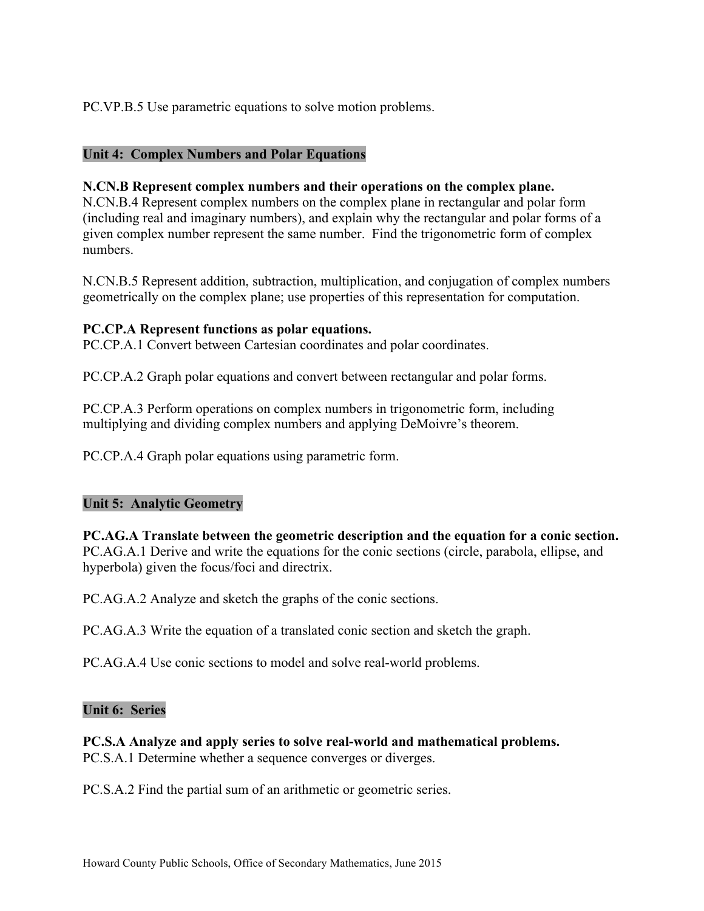PC.VP.B.5 Use parametric equations to solve motion problems.

## Unit 4: Complex Numbers and Polar Equations

**N.CN.B Represent complex numbers and their operations on the complex plane.**
N.CN.B.4 Represent complex numbers on the complex plane in rectangular and polar form (including real and imaginary numbers), and explain why the rectangular and polar forms of a given complex number represent the same number. Find the trigonometric form of complex numbers.

N.CN.B.5 Represent addition, subtraction, multiplication, and conjugation of complex numbers geometrically on the complex plane; use properties of this representation for computation.

**PC.CP.A Represent functions as polar equations.**
PC.CP.A.1 Convert between Cartesian coordinates and polar coordinates.

PC.CP.A.2 Graph polar equations and convert between rectangular and polar forms.

PC.CP.A.3 Perform operations on complex numbers in trigonometric form, including multiplying and dividing complex numbers and applying DeMoivre's theorem.

PC.CP.A.4 Graph polar equations using parametric form.

## Unit 5: Analytic Geometry

**PC.AG.A Translate between the geometric description and the equation for a conic section.**
PC.AG.A.1 Derive and write the equations for the conic sections (circle, parabola, ellipse, and hyperbola) given the focus/foci and directrix.

PC.AG.A.2 Analyze and sketch the graphs of the conic sections.

PC.AG.A.3 Write the equation of a translated conic section and sketch the graph.

PC.AG.A.4 Use conic sections to model and solve real-world problems.

## Unit 6: Series

**PC.S.A Analyze and apply series to solve real-world and mathematical problems.**
PC.S.A.1 Determine whether a sequence converges or diverges.

PC.S.A.2 Find the partial sum of an arithmetic or geometric series.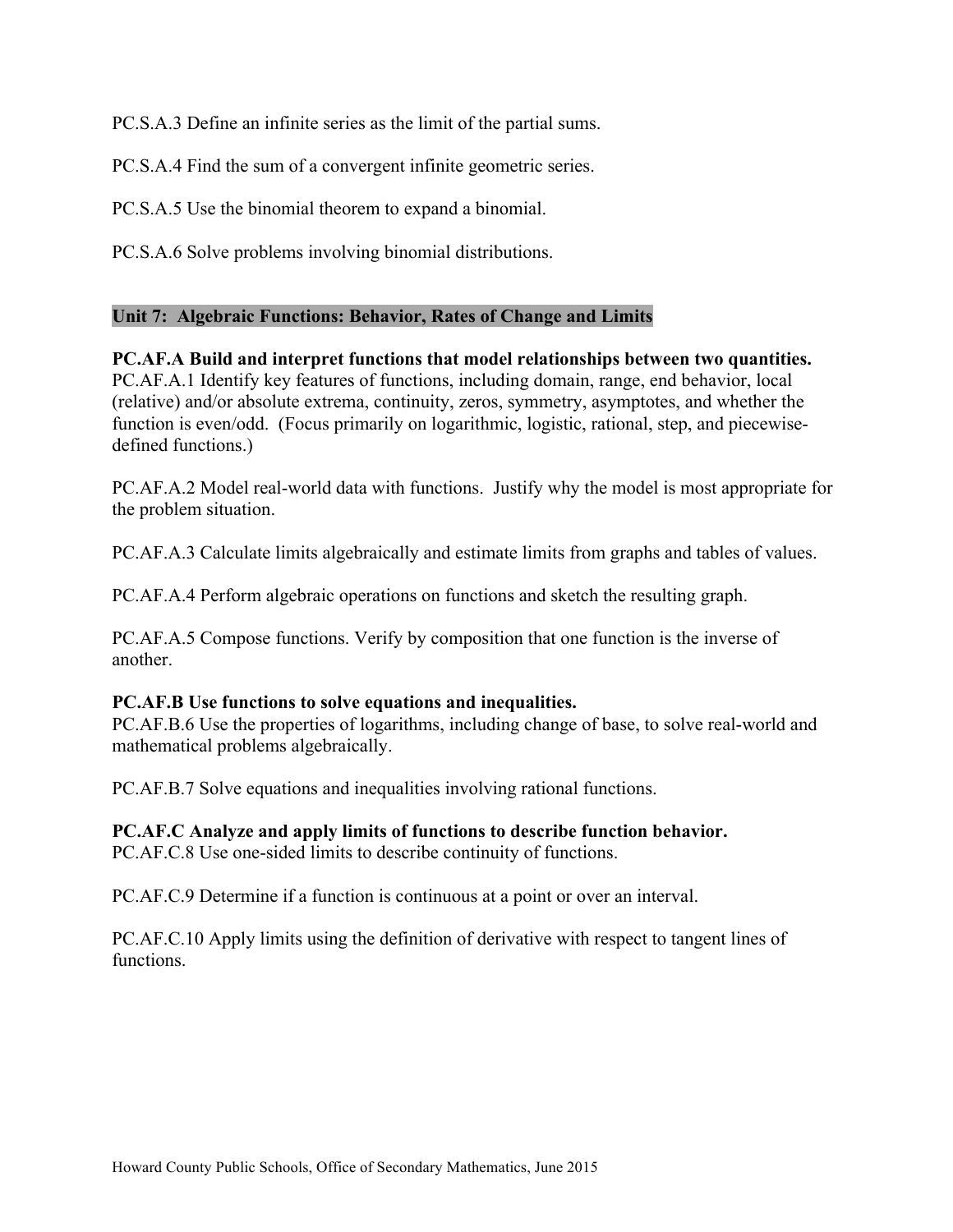PC.S.A.3 Define an infinite series as the limit of the partial sums.

PC.S.A.4 Find the sum of a convergent infinite geometric series.

PC.S.A.5 Use the binomial theorem to expand a binomial.

PC.S.A.6 Solve problems involving binomial distributions.

## Unit 7: Algebraic Functions: Behavior, Rates of Change and Limits

**PC.AF.A Build and interpret functions that model relationships between two quantities.**
PC.AF.A.1 Identify key features of functions, including domain, range, end behavior, local (relative) and/or absolute extrema, continuity, zeros, symmetry, asymptotes, and whether the function is even/odd. (Focus primarily on logarithmic, logistic, rational, step, and piecewise-defined functions.)

PC.AF.A.2 Model real-world data with functions. Justify why the model is most appropriate for the problem situation.

PC.AF.A.3 Calculate limits algebraically and estimate limits from graphs and tables of values.

PC.AF.A.4 Perform algebraic operations on functions and sketch the resulting graph.

PC.AF.A.5 Compose functions. Verify by composition that one function is the inverse of another.

**PC.AF.B Use functions to solve equations and inequalities.**
PC.AF.B.6 Use the properties of logarithms, including change of base, to solve real-world and mathematical problems algebraically.

PC.AF.B.7 Solve equations and inequalities involving rational functions.

**PC.AF.C Analyze and apply limits of functions to describe function behavior.**
PC.AF.C.8 Use one-sided limits to describe continuity of functions.

PC.AF.C.9 Determine if a function is continuous at a point or over an interval.

PC.AF.C.10 Apply limits using the definition of derivative with respect to tangent lines of functions.

Howard County Public Schools, Office of Secondary Mathematics, June 2015